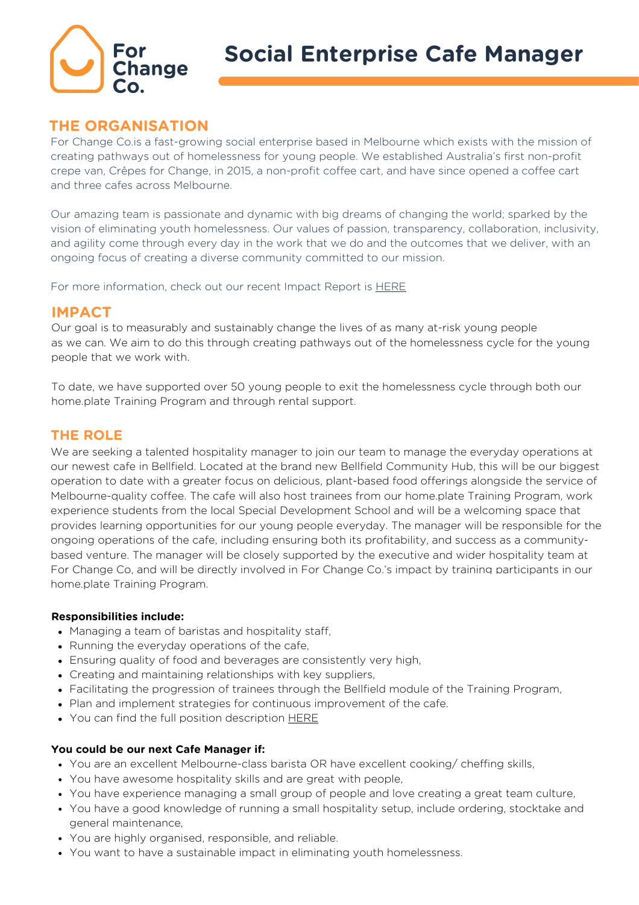For Change Co.

# Social Enterprise Cafe Manager

## THE ORGANISATION

For Change Co.is a fast-growing social enterprise based in Melbourne which exists with the mission of creating pathways out of homelessness for young people. We established Australia's first non-profit crepe van, Crêpes for Change, in 2015, a non-profit coffee cart, and have since opened a coffee cart and three cafes across Melbourne.

Our amazing team is passionate and dynamic with big dreams of changing the world; sparked by the vision of eliminating youth homelessness. Our values of passion, transparency, collaboration, inclusivity, and agility come through every day in the work that we do and the outcomes that we deliver, with an ongoing focus of creating a diverse community committed to our mission.

For more information, check out our recent Impact Report is HERE

## IMPACT

Our goal is to measurably and sustainably change the lives of as many at-risk young people as we can. We aim to do this through creating pathways out of the homelessness cycle for the young people that we work with.

To date, we have supported over 50 young people to exit the homelessness cycle through both our home.plate Training Program and through rental support.

## THE ROLE

We are seeking a talented hospitality manager to join our team to manage the everyday operations at our newest cafe in Bellfield. Located at the brand new Bellfield Community Hub, this will be our biggest operation to date with a greater focus on delicious, plant-based food offerings alongside the service of Melbourne-quality coffee. The cafe will also host trainees from our home.plate Training Program, work experience students from the local Special Development School and will be a welcoming space that provides learning opportunities for our young people everyday. The manager will be responsible for the ongoing operations of the cafe, including ensuring both its profitability, and success as a community-based venture. The manager will be closely supported by the executive and wider hospitality team at For Change Co, and will be directly involved in For Change Co.'s impact by training participants in our home.plate Training Program.

**Responsibilities include:**

- Managing a team of baristas and hospitality staff,
- Running the everyday operations of the cafe,
- Ensuring quality of food and beverages are consistently very high,
- Creating and maintaining relationships with key suppliers,
- Facilitating the progression of trainees through the Bellfield module of the Training Program,
- Plan and implement strategies for continuous improvement of the cafe.
- You can find the full position description HERE

**You could be our next Cafe Manager if:**

- You are an excellent Melbourne-class barista OR have excellent cooking/ cheffing skills,
- You have awesome hospitality skills and are great with people,
- You have experience managing a small group of people and love creating a great team culture,
- You have a good knowledge of running a small hospitality setup, include ordering, stocktake and general maintenance,
- You are highly organised, responsible, and reliable.
- You want to have a sustainable impact in eliminating youth homelessness.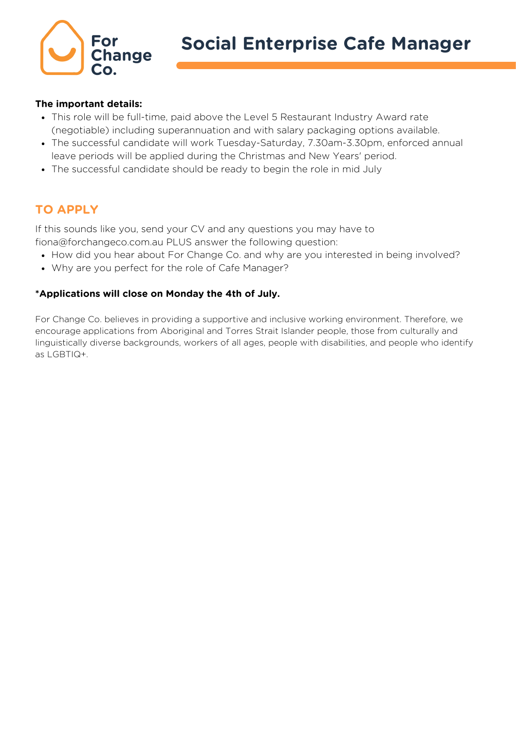# Social Enterprise Cafe Manager

**The important details:**

- This role will be full-time, paid above the Level 5 Restaurant Industry Award rate (negotiable) including superannuation and with salary packaging options available.
- The successful candidate will work Tuesday-Saturday, 7.30am-3.30pm, enforced annual leave periods will be applied during the Christmas and New Years' period.
- The successful candidate should be ready to begin the role in mid July

## TO APPLY

If this sounds like you, send your CV and any questions you may have to fiona@forchangeco.com.au PLUS answer the following question:

- How did you hear about For Change Co. and why are you interested in being involved?
- Why are you perfect for the role of Cafe Manager?

***Applications will close on Monday the 4th of July.**

For Change Co. believes in providing a supportive and inclusive working environment. Therefore, we encourage applications from Aboriginal and Torres Strait Islander people, those from culturally and linguistically diverse backgrounds, workers of all ages, people with disabilities, and people who identify as LGBTIQ+.